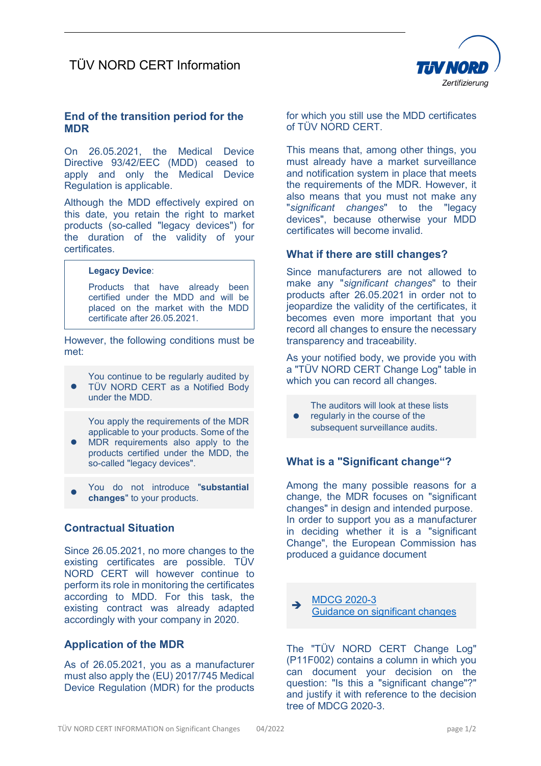# TÜV NORD CERT Information

## End of the transition period for the MDR

On 26.05.2021, the Medical Device Directive 93/42/EEC (MDD) ceased to apply and only the Medical Device Regulation is applicable.

Although the MDD effectively expired on this date, you retain the right to market products (so-called "legacy devices") for the duration of the validity of your certificates.

> **Legacy Device**:
>
> Products that have already been certified under the MDD and will be placed on the market with the MDD certificate after 26.05.2021.

However, the following conditions must be met:

- You continue to be regularly audited by TÜV NORD CERT as a Notified Body under the MDD.
- You apply the requirements of the MDR applicable to your products. Some of the MDR requirements also apply to the products certified under the MDD, the so-called "legacy devices".
- You do not introduce "**substantial changes**" to your products.

## Contractual Situation

Since 26.05.2021, no more changes to the existing certificates are possible. TÜV NORD CERT will however continue to perform its role in monitoring the certificates according to MDD. For this task, the existing contract was already adapted accordingly with your company in 2020.

## Application of the MDR

As of 26.05.2021, you as a manufacturer must also apply the (EU) 2017/745 Medical Device Regulation (MDR) for the products for which you still use the MDD certificates of TÜV NORD CERT.

This means that, among other things, you must already have a market surveillance and notification system in place that meets the requirements of the MDR. However, it also means that you must not make any "*significant changes*" to the "legacy devices", because otherwise your MDD certificates will become invalid.

## What if there are still changes?

Since manufacturers are not allowed to make any "*significant changes*" to their products after 26.05.2021 in order not to jeopardize the validity of the certificates, it becomes even more important that you record all changes to ensure the necessary transparency and traceability.

As your notified body, we provide you with a "TÜV NORD CERT Change Log" table in which you can record all changes.

- The auditors will look at these lists regularly in the course of the subsequent surveillance audits.

## What is a "Significant change“?

Among the many possible reasons for a change, the MDR focuses on "significant changes" in design and intended purpose. In order to support you as a manufacturer in deciding whether it is a "significant Change", the European Commission has produced a guidance document

➔ [MDCG 2020-3
Guidance on significant changes]

The "TÜV NORD CERT Change Log" (P11F002) contains a column in which you can document your decision on the question: "Is this a "significant change"?" and justify it with reference to the decision tree of MDCG 2020-3.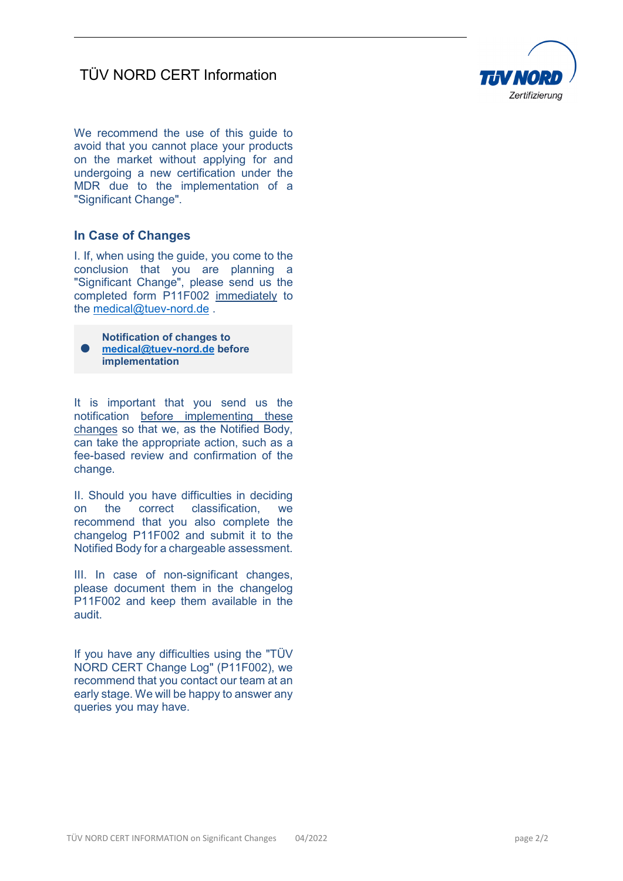# TÜV NORD CERT Information

We recommend the use of this guide to avoid that you cannot place your products on the market without applying for and undergoing a new certification under the MDR due to the implementation of a "Significant Change".

## In Case of Changes

I. If, when using the guide, you come to the conclusion that you are planning a "Significant Change", please send us the completed form P11F002 immediately to the medical@tuev-nord.de .

- **Notification of changes to medical@tuev-nord.de before implementation**

It is important that you send us the notification before implementing these changes so that we, as the Notified Body, can take the appropriate action, such as a fee-based review and confirmation of the change.

II. Should you have difficulties in deciding on the correct classification, we recommend that you also complete the changelog P11F002 and submit it to the Notified Body for a chargeable assessment.

III. In case of non-significant changes, please document them in the changelog P11F002 and keep them available in the audit.

If you have any difficulties using the "TÜV NORD CERT Change Log" (P11F002), we recommend that you contact our team at an early stage. We will be happy to answer any queries you may have.